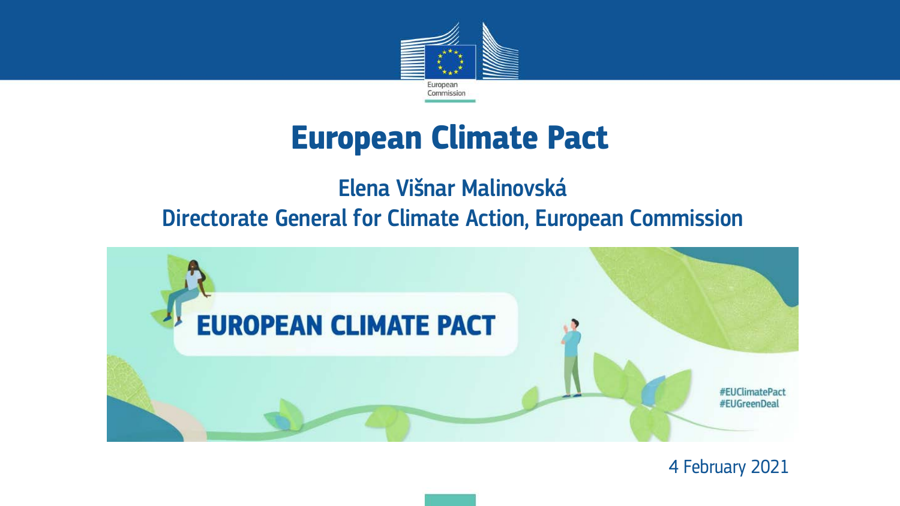# European Climate Pact

**Elena Višnar Malinovská**

**Directorate General for Climate Action, European Commission**

EUROPEAN CLIMATE PACT

#EUClimatePact
#EUGreenDeal

4 February 2021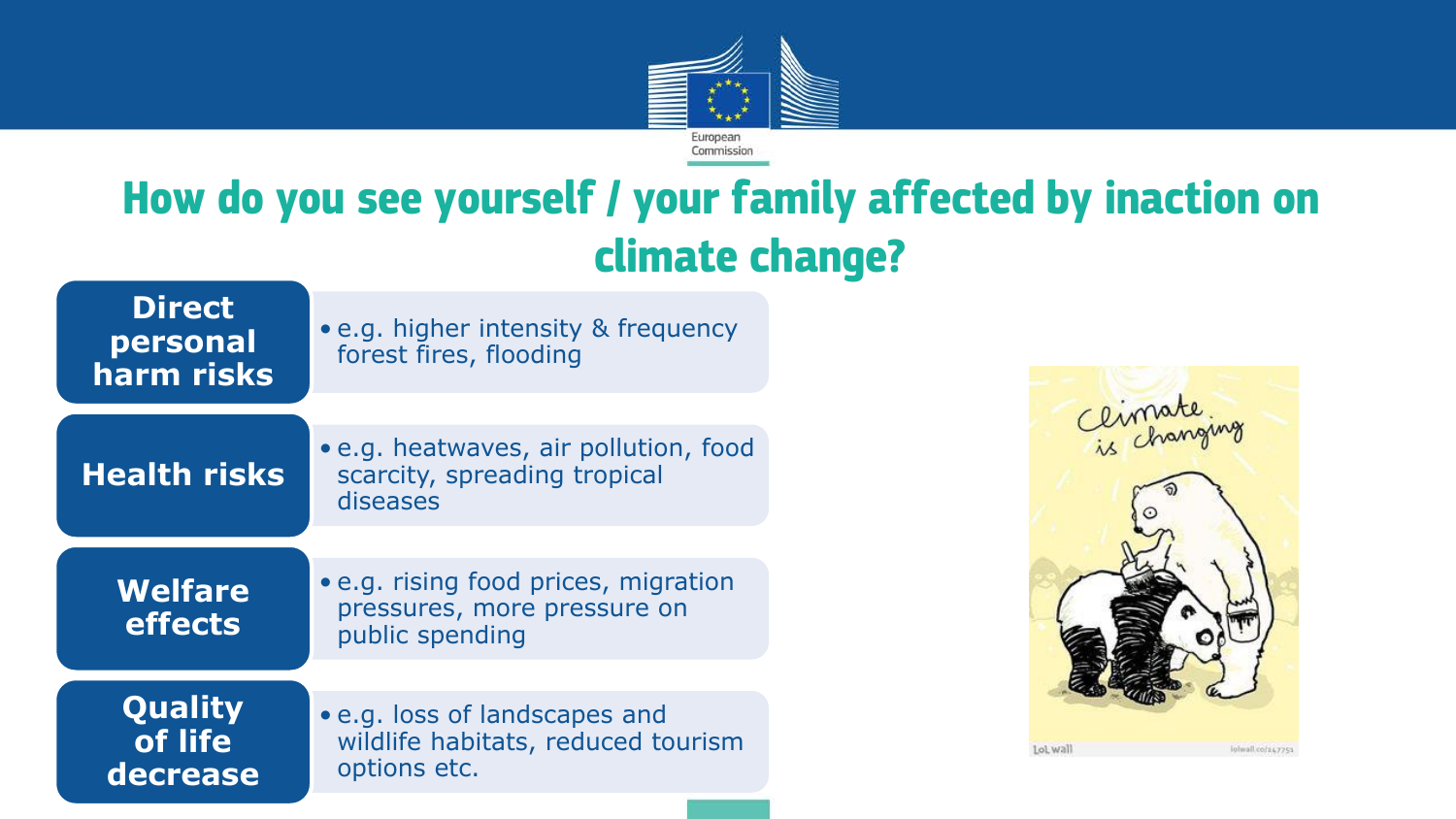# How do you see yourself / your family affected by inaction on climate change?

**Direct personal harm risks**

- e.g. higher intensity & frequency forest fires, flooding

**Health risks**

- e.g. heatwaves, air pollution, food scarcity, spreading tropical diseases

**Welfare effects**

- e.g. rising food prices, migration pressures, more pressure on public spending

**Quality of life decrease**

- e.g. loss of landscapes and wildlife habitats, reduced tourism options etc.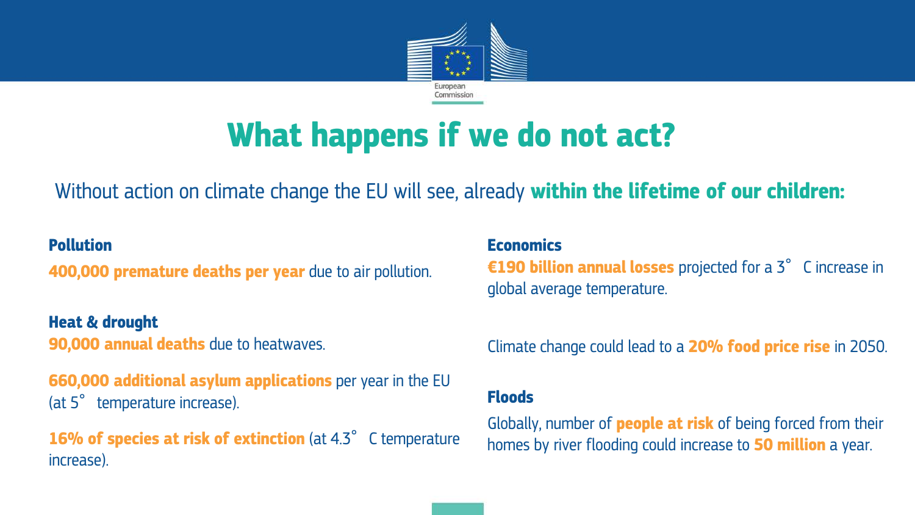# What happens if we do not act?

Without action on climate change the EU will see, already **within the lifetime of our children:**

**Pollution**

**400,000 premature deaths per year** due to air pollution.

**Heat & drought**

**90,000 annual deaths** due to heatwaves.

**660,000 additional asylum applications** per year in the EU (at 5° temperature increase).

**16% of species at risk of extinction** (at 4.3° C temperature increase).

**Economics**

**€190 billion annual losses** projected for a 3° C increase in global average temperature.

Climate change could lead to a **20% food price rise** in 2050.

**Floods**

Globally, number of **people at risk** of being forced from their homes by river flooding could increase to **50 million** a year.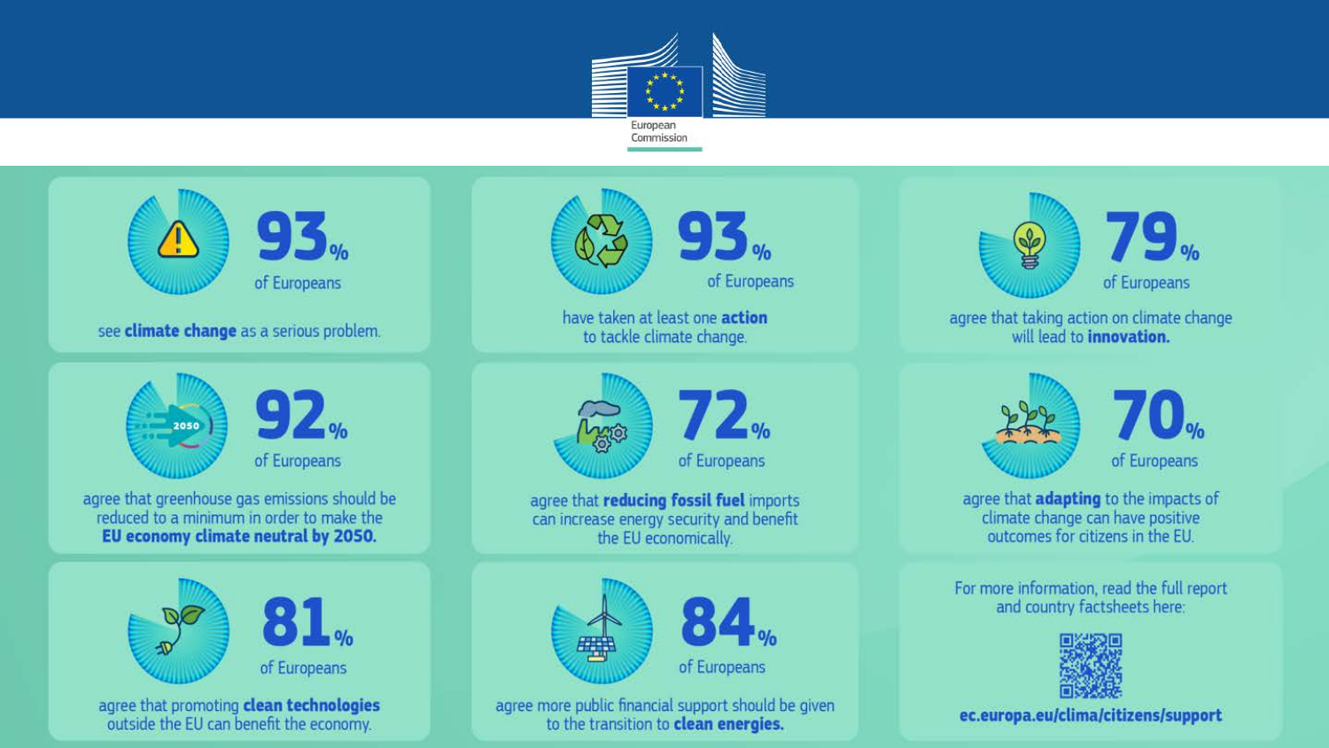European Commission

**93%** of Europeans

see **climate change** as a serious problem.

**93%** of Europeans

have taken at least one **action** to tackle climate change.

**79%** of Europeans

agree that taking action on climate change will lead to **innovation.**

**92%** of Europeans

agree that greenhouse gas emissions should be reduced to a minimum in order to make the **EU economy climate neutral by 2050.**

**72%** of Europeans

agree that **reducing fossil fuel** imports can increase energy security and benefit the EU economically.

**70%** of Europeans

agree that **adapting** to the impacts of climate change can have positive outcomes for citizens in the EU.

**81%** of Europeans

agree that promoting **clean technologies** outside the EU can benefit the economy.

**84%** of Europeans

agree more public financial support should be given to the transition to **clean energies.**

For more information, read the full report and country factsheets here:

**ec.europa.eu/clima/citizens/support**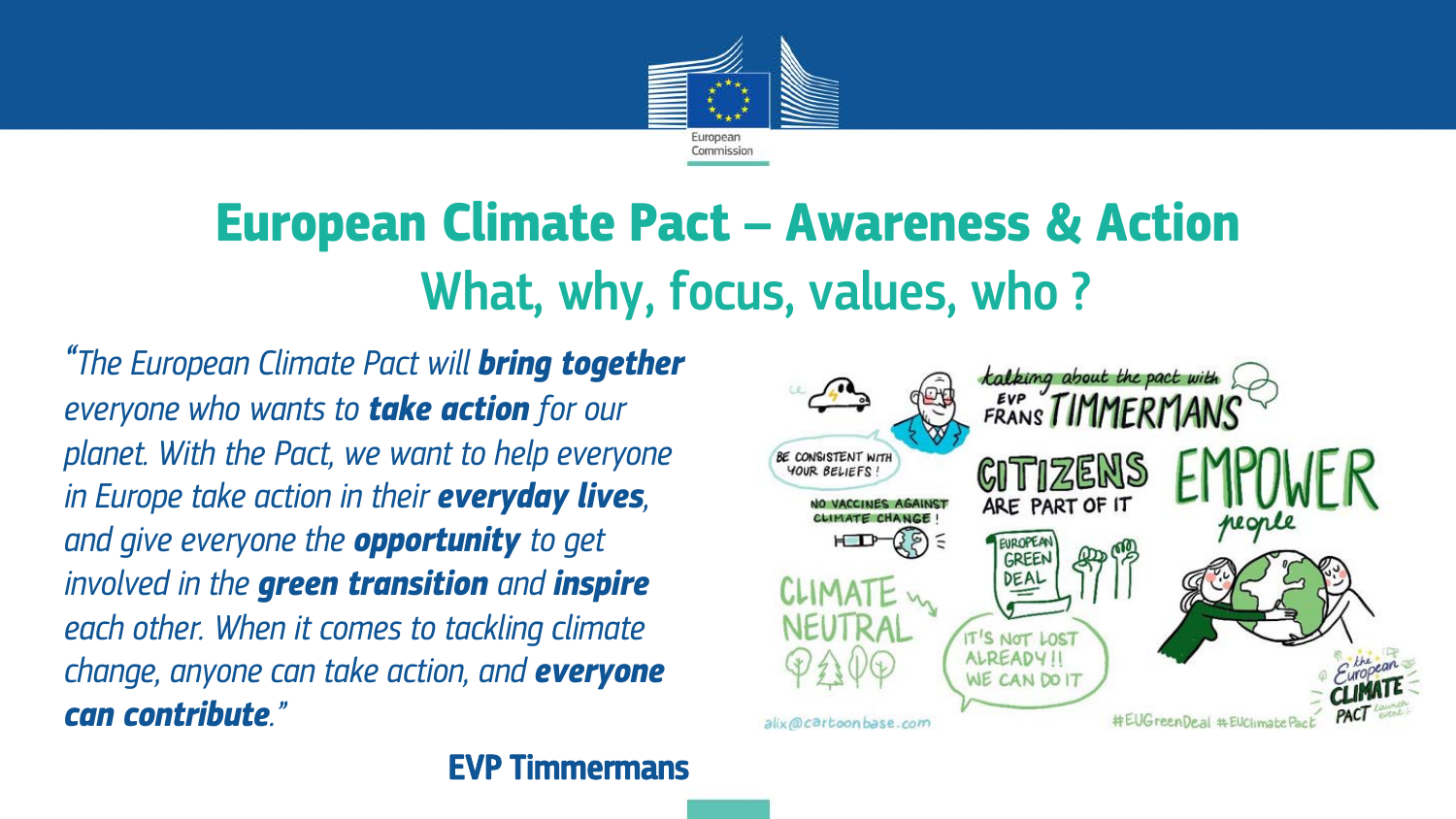# European Climate Pact – Awareness & Action

## What, why, focus, values, who ?

*"The European Climate Pact will **bring together** everyone who wants to **take action** for our planet. With the Pact, we want to help everyone in Europe take action in their **everyday lives**, and give everyone the **opportunity** to get involved in the **green transition** and **inspire** each other. When it comes to tackling climate change, anyone can take action, and **everyone can contribute**."*

**EVP Timmermans**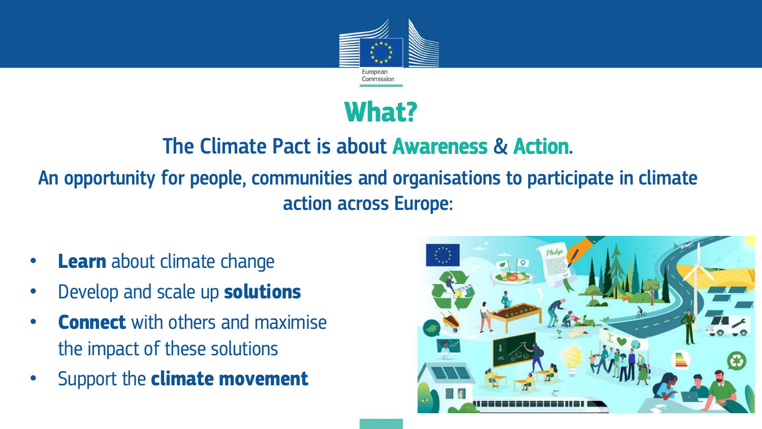# What?

## The Climate Pact is about Awareness & Action.

**An opportunity for people, communities and organisations to participate in climate action across Europe:**

- **Learn** about climate change
- Develop and scale up **solutions**
- **Connect** with others and maximise the impact of these solutions
- Support the **climate movement**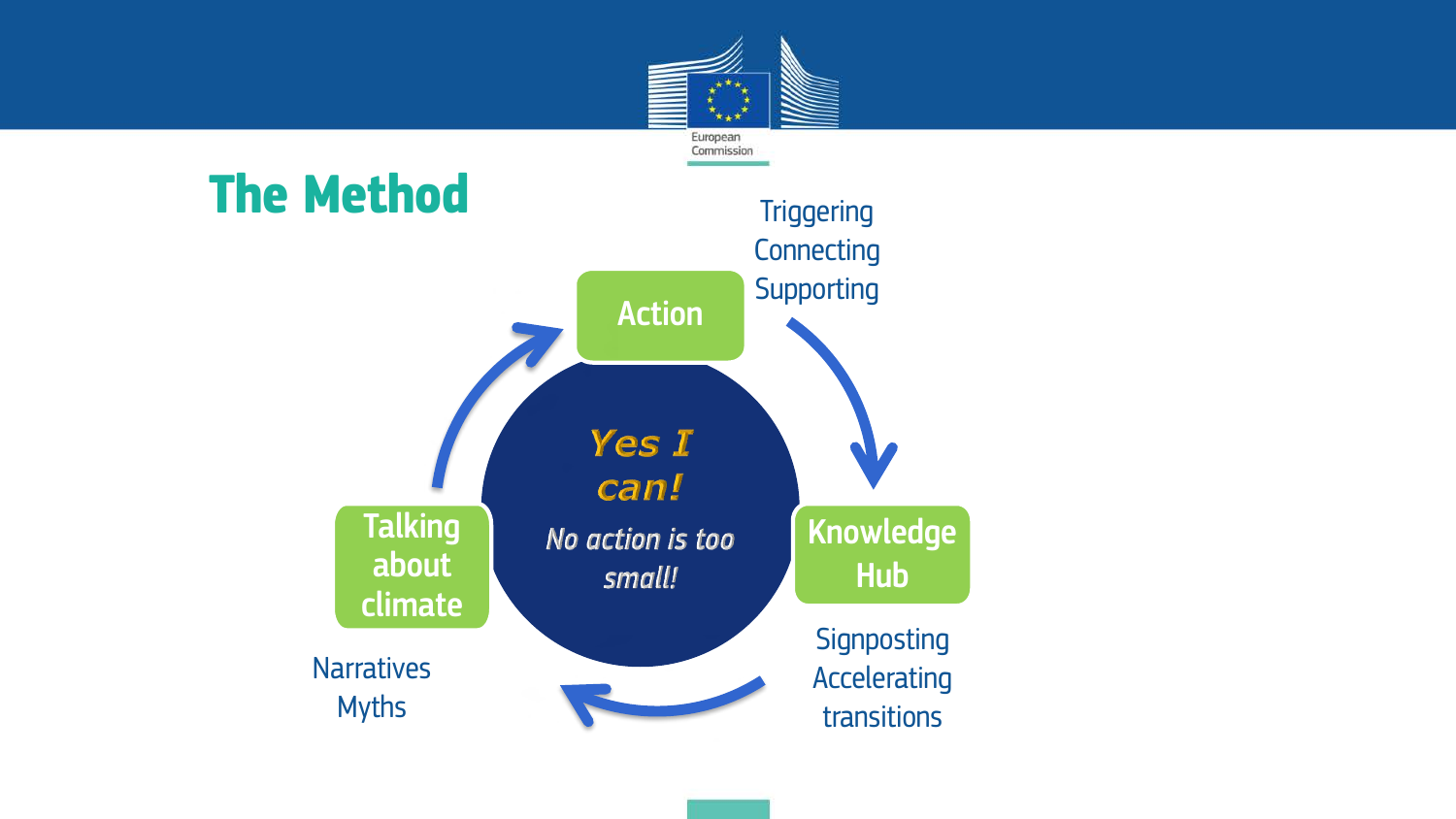# The Method

**Action**

Triggering
Connecting
Supporting

**Knowledge Hub**

Signposting
Accelerating
transitions

**Talking about climate**

Narratives
Myths

*Yes I can!*

*No action is too small!*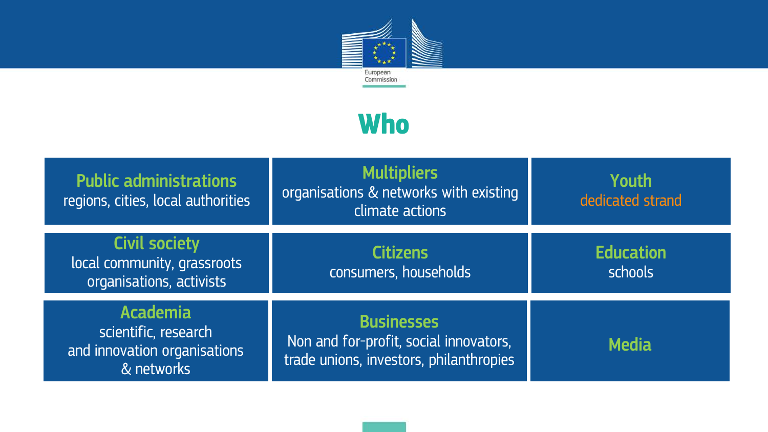# Who

**Public administrations**
regions, cities, local authorities

**Multipliers**
organisations & networks with existing climate actions

**Youth**
dedicated strand

**Civil society**
local community, grassroots organisations, activists

**Citizens**
consumers, households

**Education**
schools

**Academia**
scientific, research and innovation organisations & networks

**Businesses**
Non and for-profit, social innovators, trade unions, investors, philanthropies

**Media**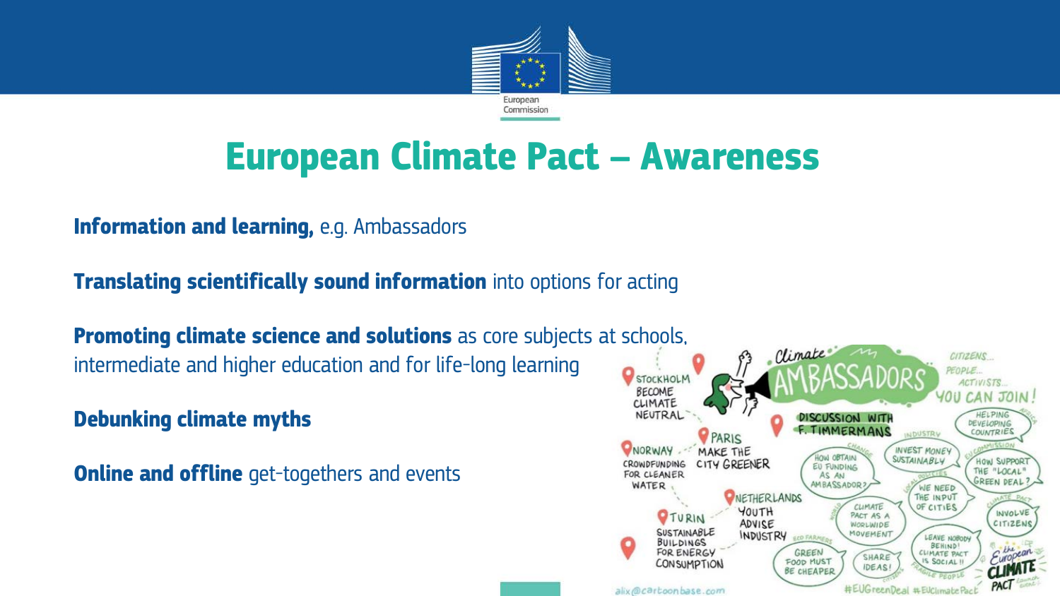# European Climate Pact – Awareness

**Information and learning,** e.g. Ambassadors

**Translating scientifically sound information** into options for acting

**Promoting climate science and solutions** as core subjects at schools, intermediate and higher education and for life-long learning

**Debunking climate myths**

**Online and offline** get-togethers and events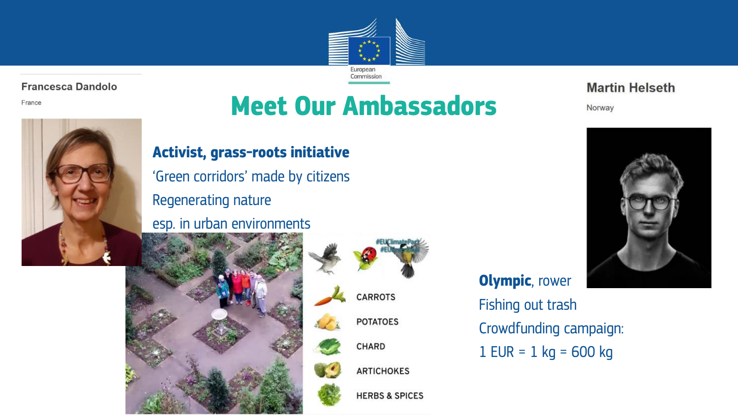# Meet Our Ambassadors

**Francesca Dandolo**

France

**Activist, grass-roots initiative**

'Green corridors' made by citizens

Regenerating nature

esp. in urban environments

#EUClimatePact #EUGreenDeal

CARROTS

POTATOES

CHARD

ARTICHOKES

HERBS & SPICES

**Martin Helseth**

Norway

**Olympic**, rower

Fishing out trash

Crowdfunding campaign:

1 EUR = 1 kg = 600 kg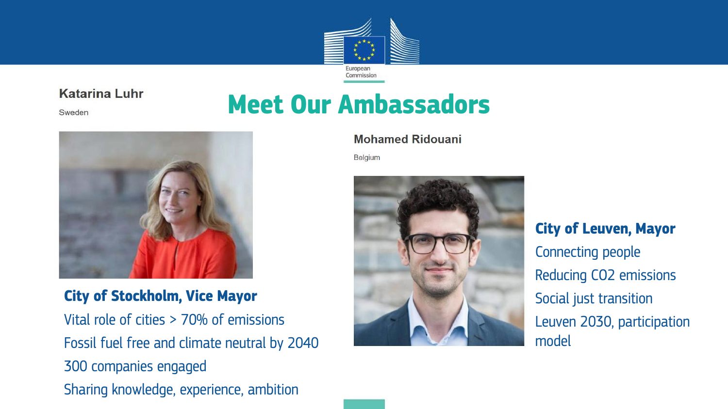# Meet Our Ambassadors

**Katarina Luhr**

Sweden

### City of Stockholm, Vice Mayor

Vital role of cities > 70% of emissions

Fossil fuel free and climate neutral by 2040

300 companies engaged

Sharing knowledge, experience, ambition

**Mohamed Ridouani**

Belgium

### City of Leuven, Mayor

Connecting people

Reducing CO2 emissions

Social just transition

Leuven 2030, participation model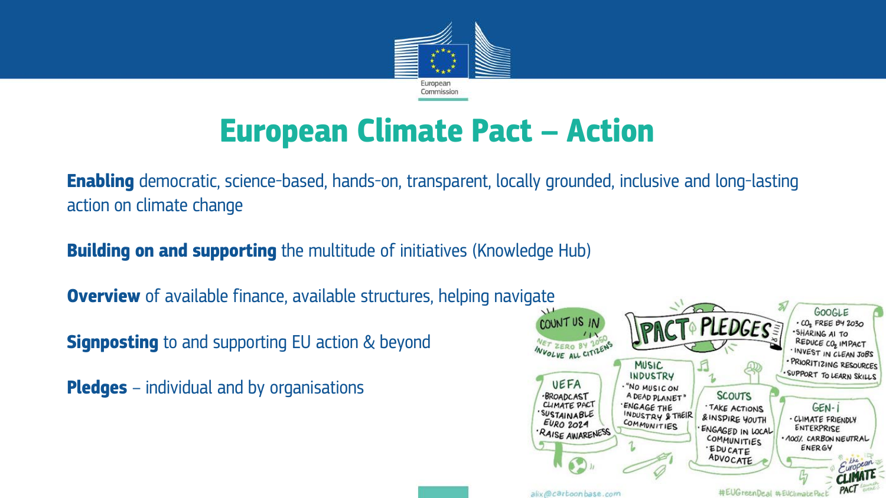# European Climate Pact – Action

**Enabling** democratic, science-based, hands-on, transparent, locally grounded, inclusive and long-lasting action on climate change

**Building on and supporting** the multitude of initiatives (Knowledge Hub)

**Overview** of available finance, available structures, helping navigate

**Signposting** to and supporting EU action & beyond

**Pledges** – individual and by organisations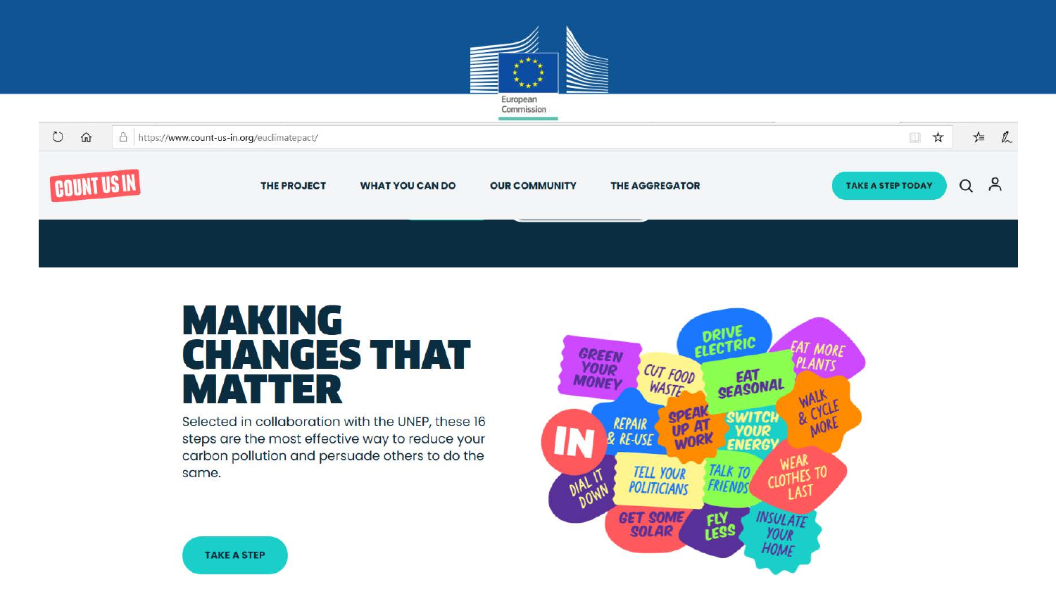European Commission

https://www.count-us-in.org/euclimatepact/

COUNT US IN

THE PROJECT | WHAT YOU CAN DO | OUR COMMUNITY | THE AGGREGATOR | TAKE A STEP TODAY

# MAKING CHANGES THAT MATTER

Selected in collaboration with the UNEP, these 16 steps are the most effective way to reduce your carbon pollution and persuade others to do the same.

TAKE A STEP

- IN
- GREEN YOUR MONEY
- CUT FOOD WASTE
- DRIVE ELECTRIC
- EAT SEASONAL
- EAT MORE PLANTS
- REPAIR & RE-USE
- SPEAK UP AT WORK
- SWITCH YOUR ENERGY
- WALK & CYCLE MORE
- DIAL IT DOWN
- TELL YOUR POLITICIANS
- TALK TO FRIENDS
- WEAR CLOTHES TO LAST
- GET SOME SOLAR
- FLY LESS
- INSULATE YOUR HOME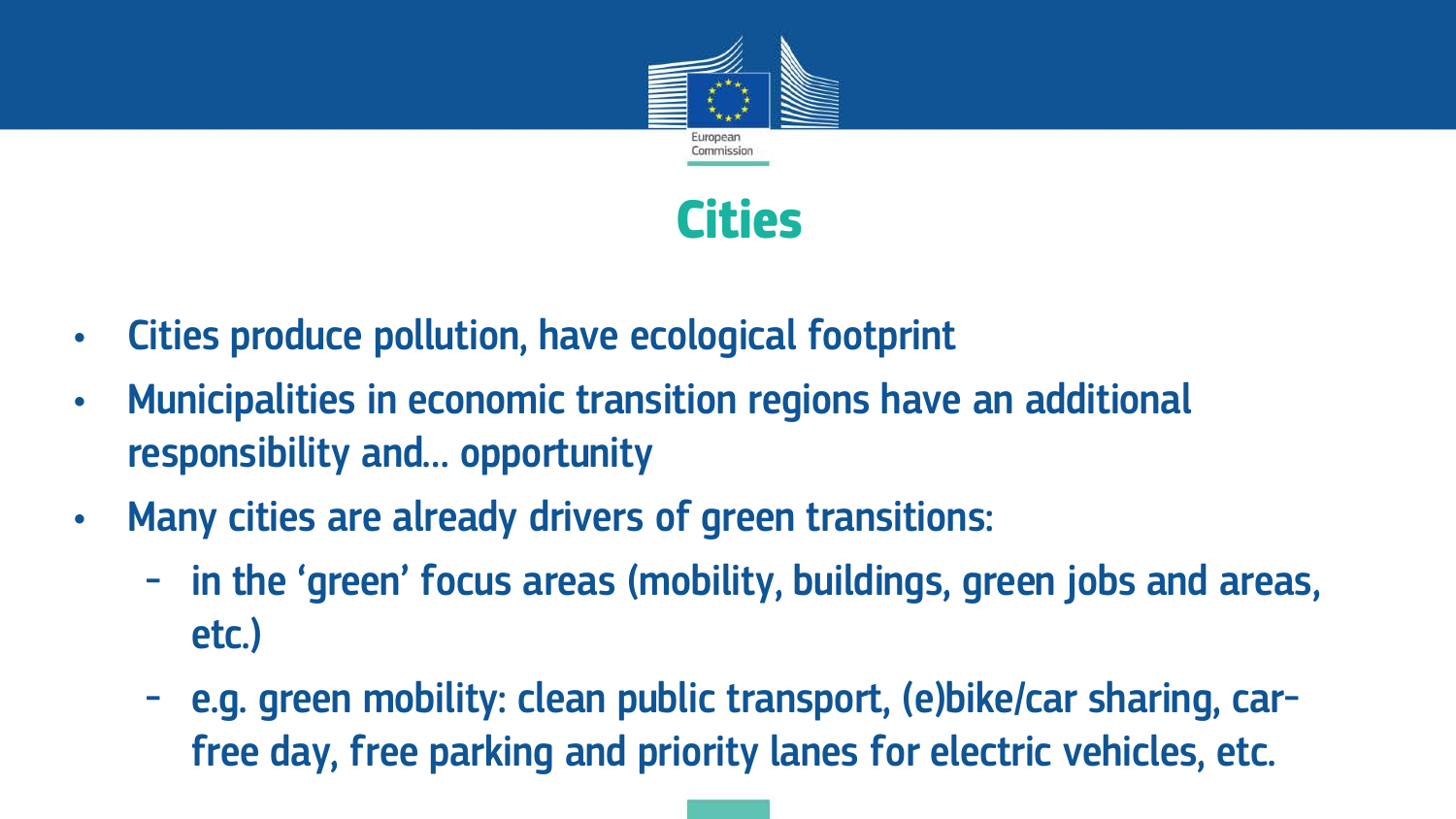# Cities

- Cities produce pollution, have ecological footprint
- Municipalities in economic transition regions have an additional responsibility and… opportunity
- Many cities are already drivers of green transitions:
  - in the 'green' focus areas (mobility, buildings, green jobs and areas, etc.)
  - e.g. green mobility: clean public transport, (e)bike/car sharing, car-free day, free parking and priority lanes for electric vehicles, etc.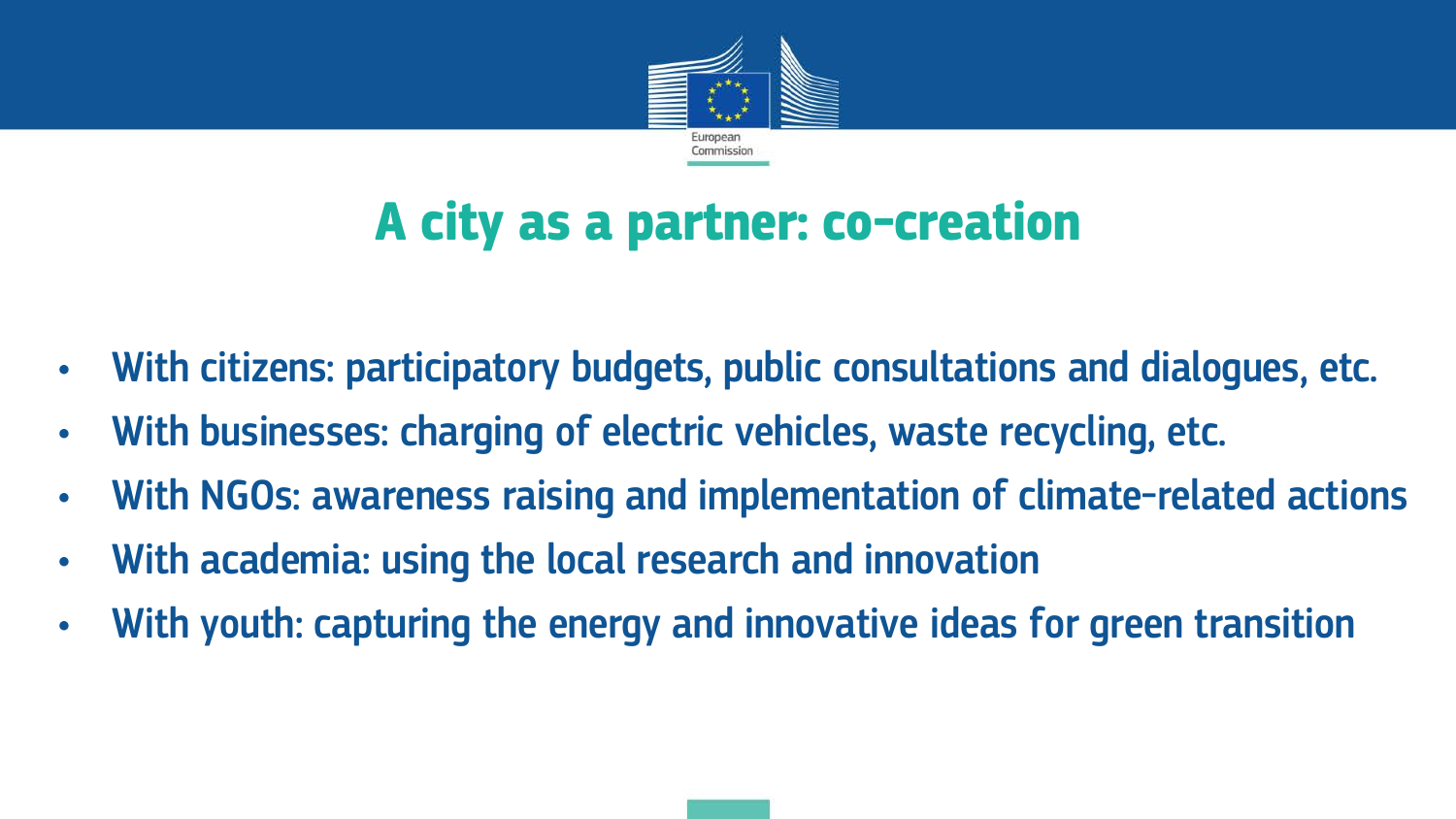# A city as a partner: co-creation

- With citizens: participatory budgets, public consultations and dialogues, etc.
- With businesses: charging of electric vehicles, waste recycling, etc.
- With NGOs: awareness raising and implementation of climate-related actions
- With academia: using the local research and innovation
- With youth: capturing the energy and innovative ideas for green transition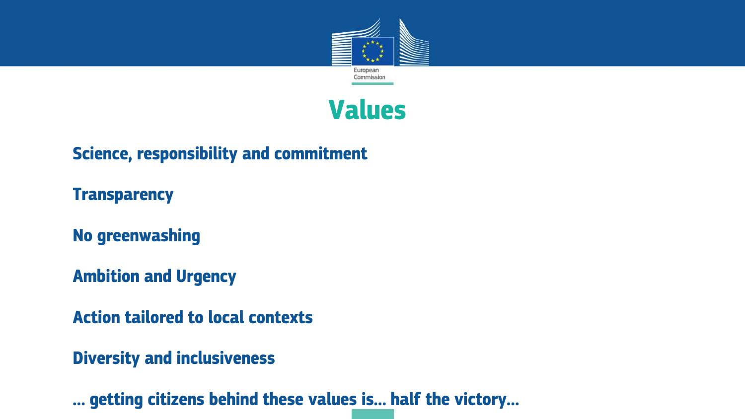# Values

**Science, responsibility and commitment**

**Transparency**

**No greenwashing**

**Ambition and Urgency**

**Action tailored to local contexts**

**Diversity and inclusiveness**

**… getting citizens behind these values is… half the victory…**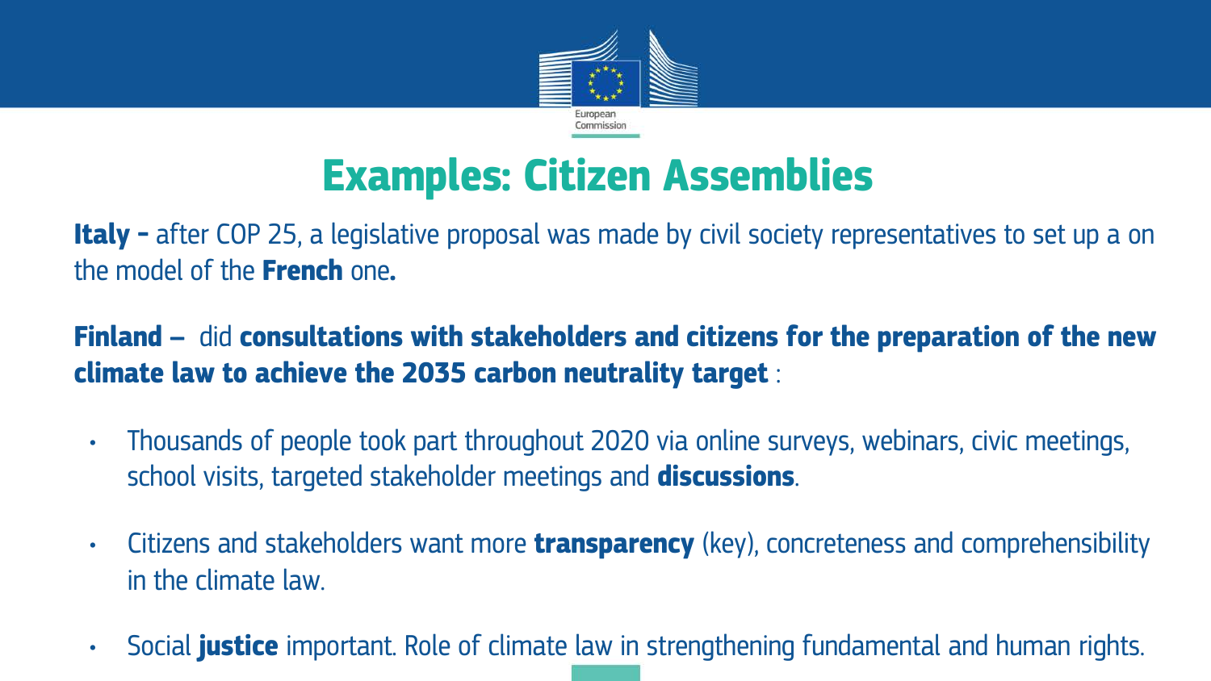# Examples: Citizen Assemblies

**Italy -** after COP 25, a legislative proposal was made by civil society representatives to set up a on the model of the **French** one**.**

**Finland –** did **consultations with stakeholders and citizens for the preparation of the new climate law to achieve the 2035 carbon neutrality target** :

- Thousands of people took part throughout 2020 via online surveys, webinars, civic meetings, school visits, targeted stakeholder meetings and **discussions**.
- Citizens and stakeholders want more **transparency** (key), concreteness and comprehensibility in the climate law.
- Social **justice** important. Role of climate law in strengthening fundamental and human rights.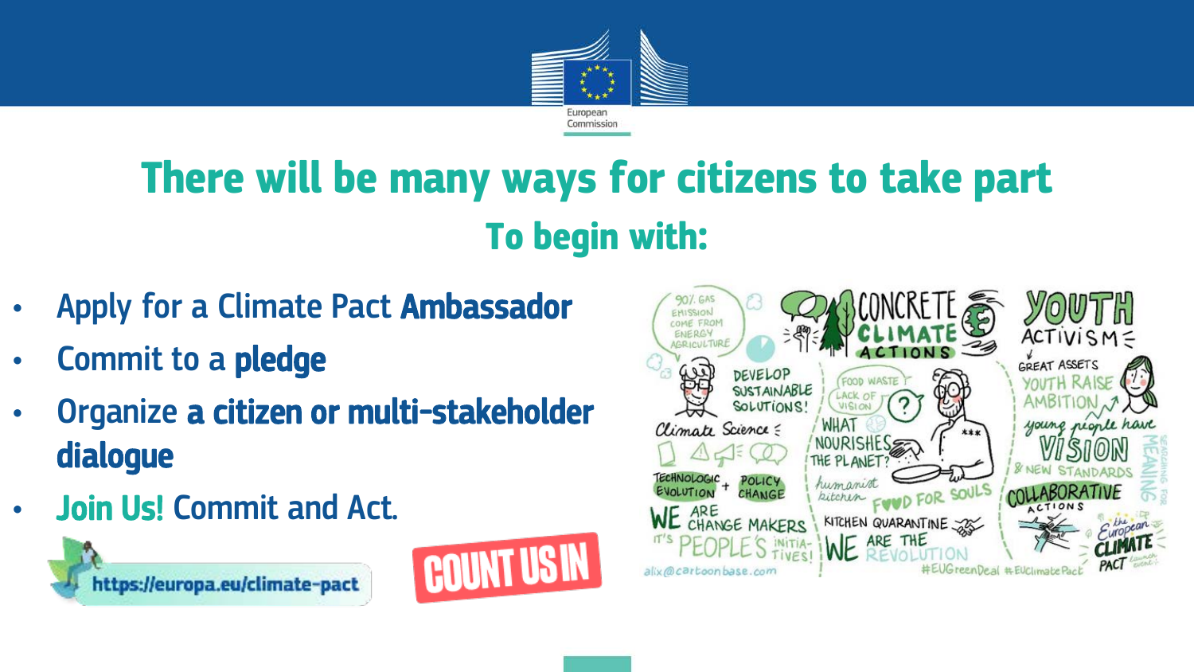# There will be many ways for citizens to take part

## To begin with:

- Apply for a Climate Pact **Ambassador**
- Commit to a **pledge**
- Organize **a citizen or multi-stakeholder dialogue**
- **Join Us!** Commit and Act.

https://europa.eu/climate-pact

COUNT US IN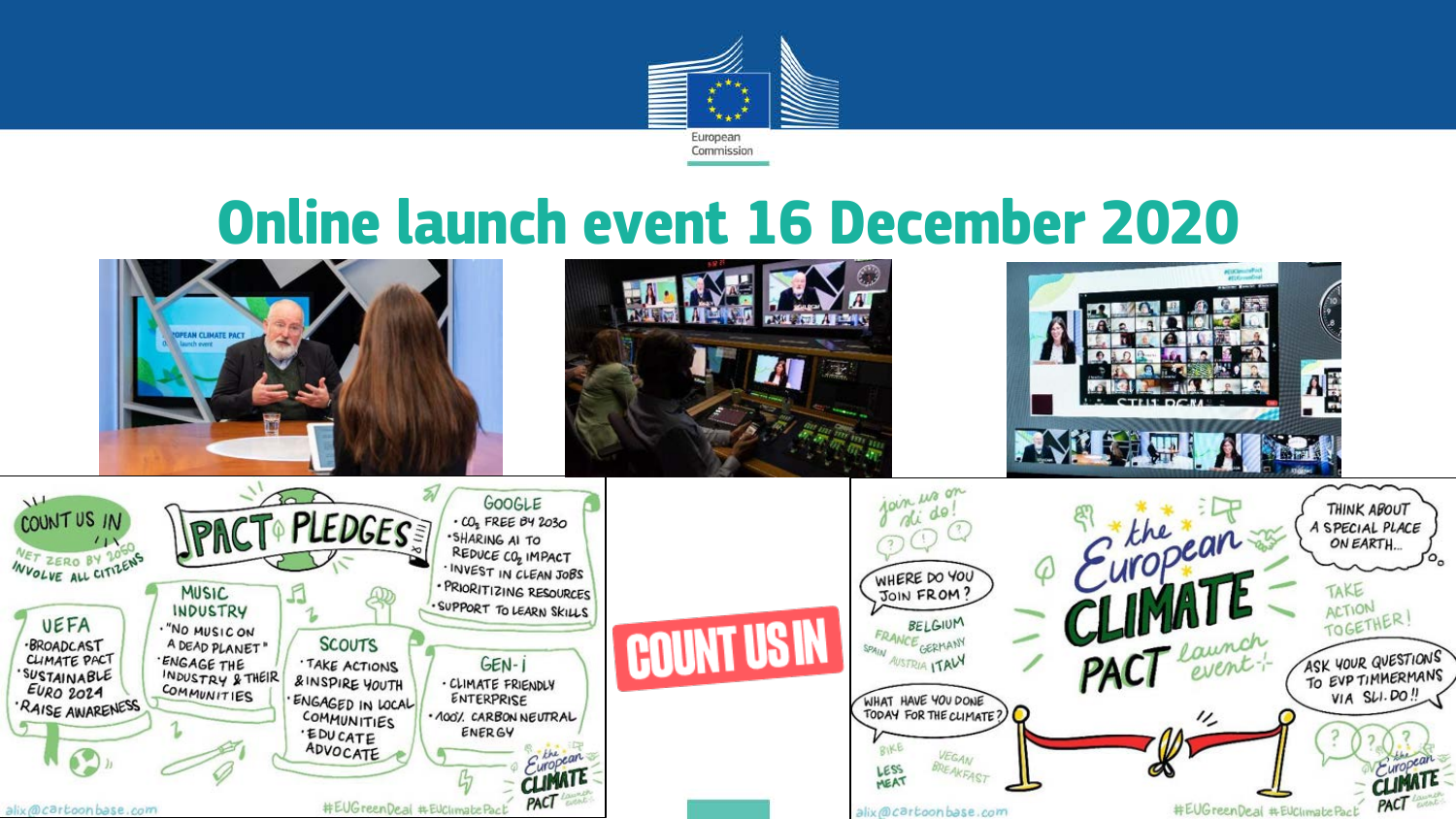# Online launch event 16 December 2020

COUNT US IN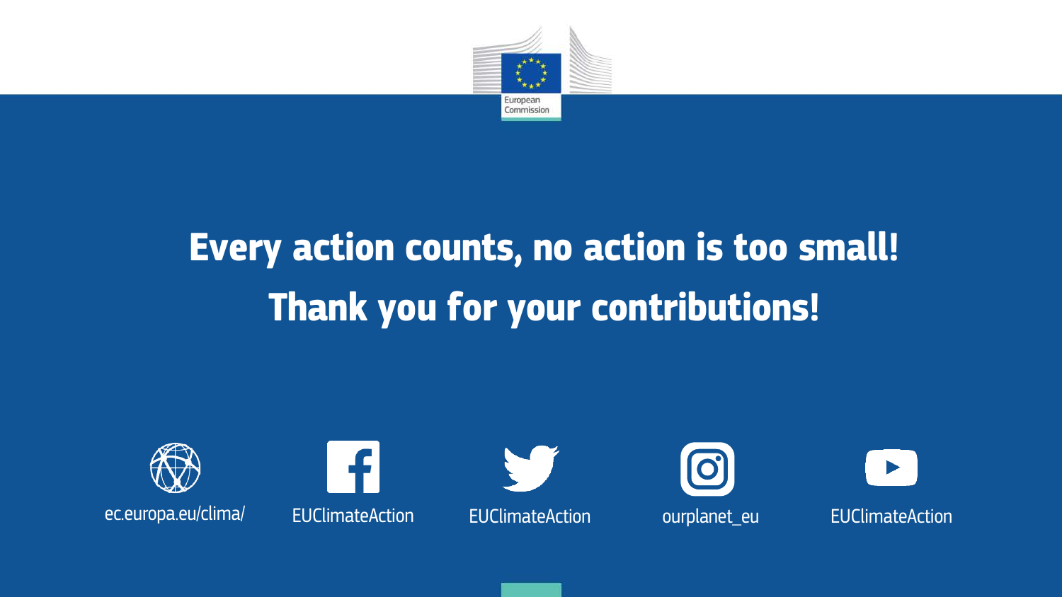European Commission

# Every action counts, no action is too small!
# Thank you for your contributions!

ec.europa.eu/clima/

EUClimateAction

EUClimateAction

ourplanet_eu

EUClimateAction